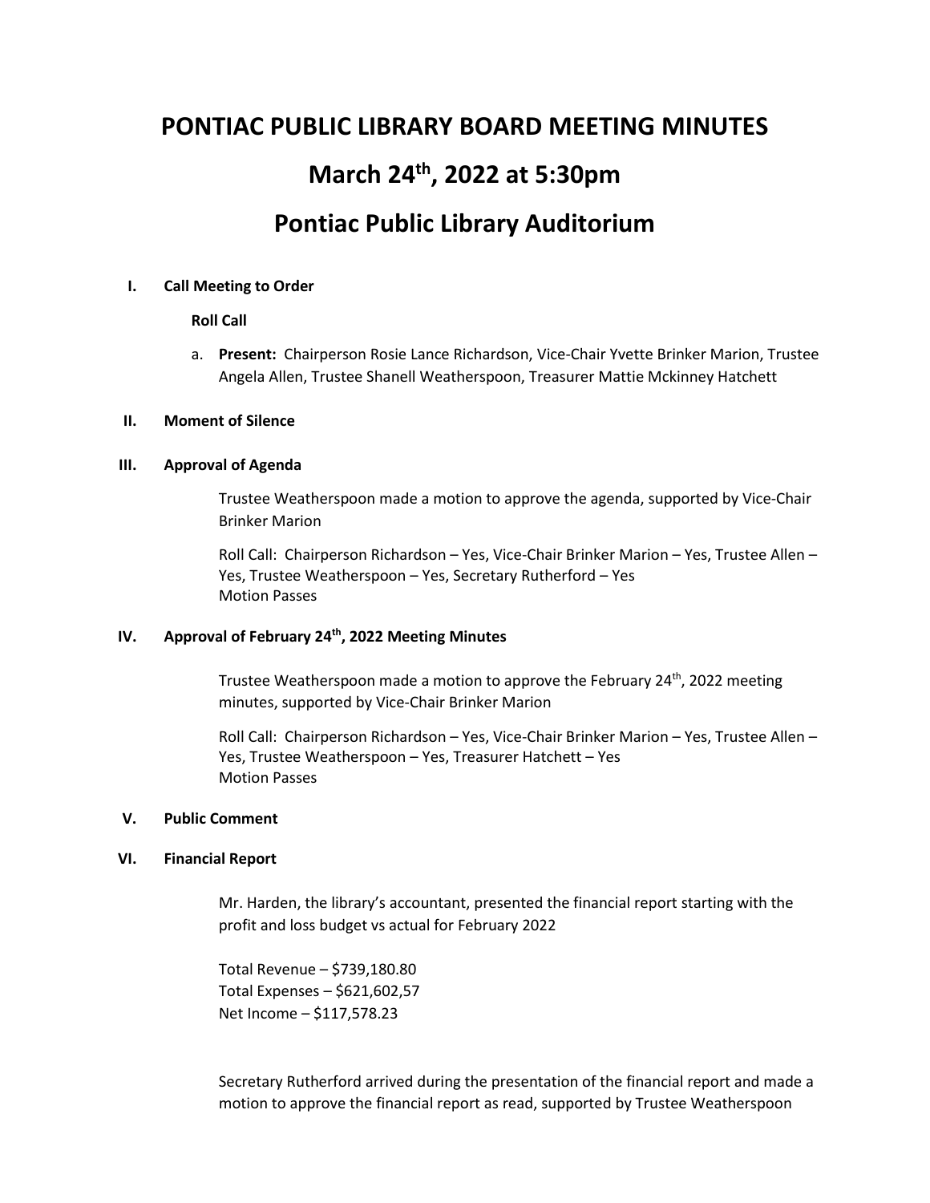# PONTIAC PUBLIC LIBRARY BOARD MEETING MINUTES

# March 24th, 2022 at 5:30pm

# Pontiac Public Library Auditorium

**I. Call Meeting to Order**

**Roll Call**

a. **Present:** Chairperson Rosie Lance Richardson, Vice-Chair Yvette Brinker Marion, Trustee Angela Allen, Trustee Shanell Weatherspoon, Treasurer Mattie Mckinney Hatchett

**II. Moment of Silence**

**III. Approval of Agenda**

Trustee Weatherspoon made a motion to approve the agenda, supported by Vice-Chair Brinker Marion

Roll Call: Chairperson Richardson – Yes, Vice-Chair Brinker Marion – Yes, Trustee Allen – Yes, Trustee Weatherspoon – Yes, Secretary Rutherford – Yes
Motion Passes

**IV. Approval of February 24th, 2022 Meeting Minutes**

Trustee Weatherspoon made a motion to approve the February 24th, 2022 meeting minutes, supported by Vice-Chair Brinker Marion

Roll Call: Chairperson Richardson – Yes, Vice-Chair Brinker Marion – Yes, Trustee Allen – Yes, Trustee Weatherspoon – Yes, Treasurer Hatchett – Yes
Motion Passes

**V. Public Comment**

**VI. Financial Report**

Mr. Harden, the library's accountant, presented the financial report starting with the profit and loss budget vs actual for February 2022

Total Revenue – $739,180.80
Total Expenses – $621,602,57
Net Income – $117,578.23

Secretary Rutherford arrived during the presentation of the financial report and made a motion to approve the financial report as read, supported by Trustee Weatherspoon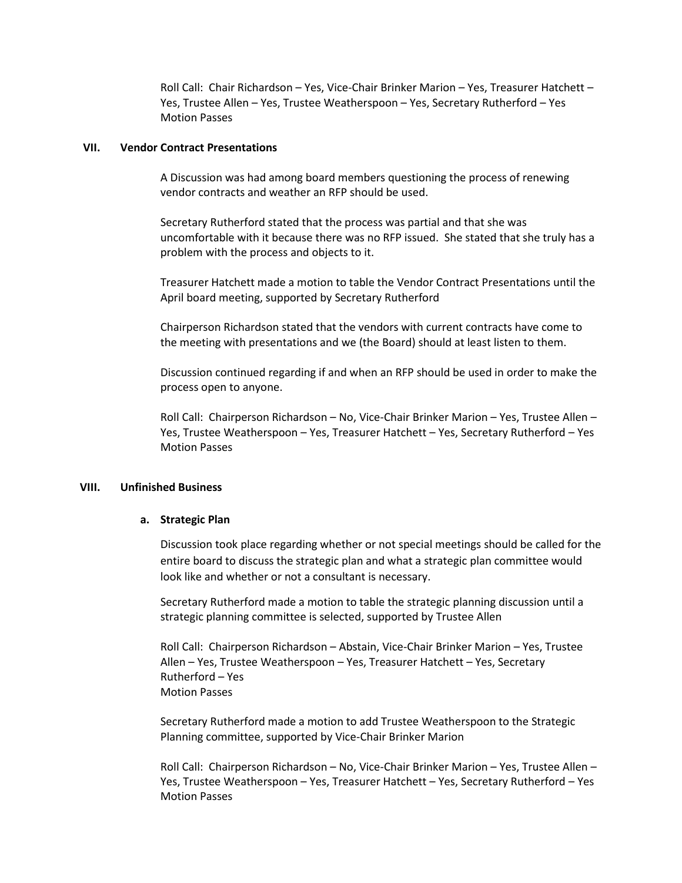Roll Call: Chair Richardson – Yes, Vice-Chair Brinker Marion – Yes, Treasurer Hatchett – Yes, Trustee Allen – Yes, Trustee Weatherspoon – Yes, Secretary Rutherford – Yes
Motion Passes

## VII. Vendor Contract Presentations

A Discussion was had among board members questioning the process of renewing vendor contracts and weather an RFP should be used.

Secretary Rutherford stated that the process was partial and that she was uncomfortable with it because there was no RFP issued. She stated that she truly has a problem with the process and objects to it.

Treasurer Hatchett made a motion to table the Vendor Contract Presentations until the April board meeting, supported by Secretary Rutherford

Chairperson Richardson stated that the vendors with current contracts have come to the meeting with presentations and we (the Board) should at least listen to them.

Discussion continued regarding if and when an RFP should be used in order to make the process open to anyone.

Roll Call: Chairperson Richardson – No, Vice-Chair Brinker Marion – Yes, Trustee Allen – Yes, Trustee Weatherspoon – Yes, Treasurer Hatchett – Yes, Secretary Rutherford – Yes
Motion Passes

## VIII. Unfinished Business

### a. Strategic Plan

Discussion took place regarding whether or not special meetings should be called for the entire board to discuss the strategic plan and what a strategic plan committee would look like and whether or not a consultant is necessary.

Secretary Rutherford made a motion to table the strategic planning discussion until a strategic planning committee is selected, supported by Trustee Allen

Roll Call: Chairperson Richardson – Abstain, Vice-Chair Brinker Marion – Yes, Trustee Allen – Yes, Trustee Weatherspoon – Yes, Treasurer Hatchett – Yes, Secretary Rutherford – Yes
Motion Passes

Secretary Rutherford made a motion to add Trustee Weatherspoon to the Strategic Planning committee, supported by Vice-Chair Brinker Marion

Roll Call: Chairperson Richardson – No, Vice-Chair Brinker Marion – Yes, Trustee Allen – Yes, Trustee Weatherspoon – Yes, Treasurer Hatchett – Yes, Secretary Rutherford – Yes
Motion Passes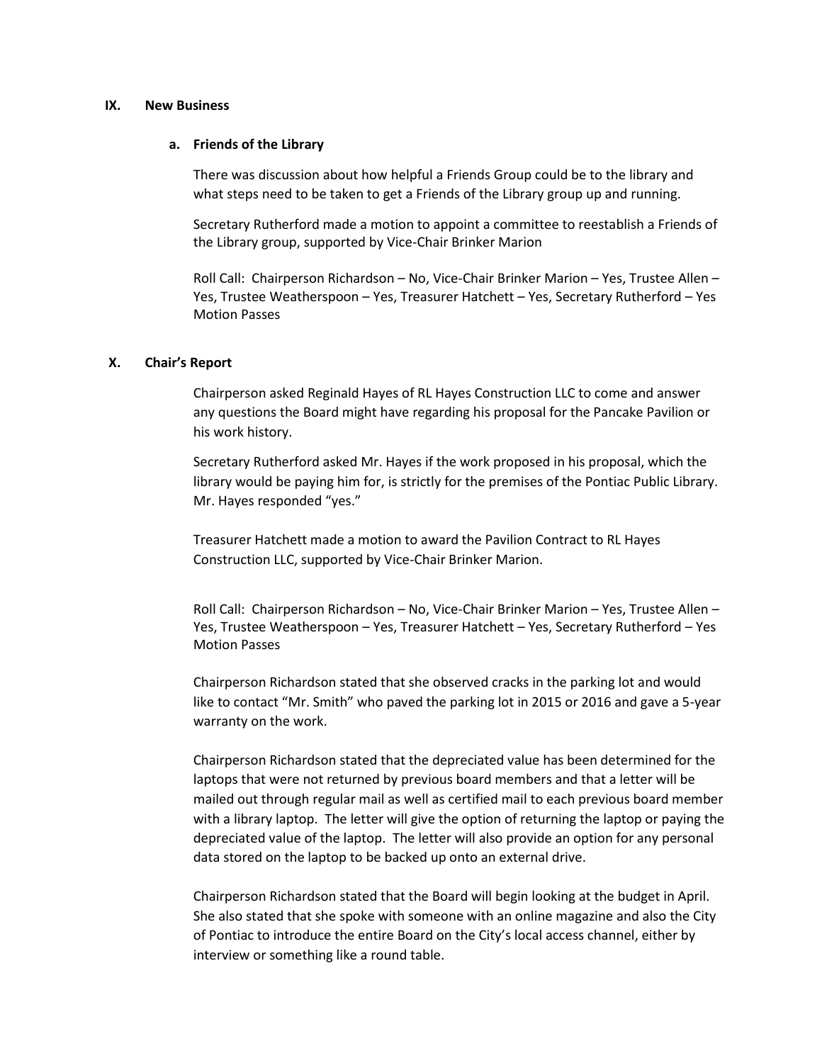## IX. New Business

### a. Friends of the Library

There was discussion about how helpful a Friends Group could be to the library and what steps need to be taken to get a Friends of the Library group up and running.

Secretary Rutherford made a motion to appoint a committee to reestablish a Friends of the Library group, supported by Vice-Chair Brinker Marion

Roll Call: Chairperson Richardson – No, Vice-Chair Brinker Marion – Yes, Trustee Allen – Yes, Trustee Weatherspoon – Yes, Treasurer Hatchett – Yes, Secretary Rutherford – Yes
Motion Passes

## X. Chair's Report

Chairperson asked Reginald Hayes of RL Hayes Construction LLC to come and answer any questions the Board might have regarding his proposal for the Pancake Pavilion or his work history.

Secretary Rutherford asked Mr. Hayes if the work proposed in his proposal, which the library would be paying him for, is strictly for the premises of the Pontiac Public Library. Mr. Hayes responded "yes."

Treasurer Hatchett made a motion to award the Pavilion Contract to RL Hayes Construction LLC, supported by Vice-Chair Brinker Marion.

Roll Call: Chairperson Richardson – No, Vice-Chair Brinker Marion – Yes, Trustee Allen – Yes, Trustee Weatherspoon – Yes, Treasurer Hatchett – Yes, Secretary Rutherford – Yes
Motion Passes

Chairperson Richardson stated that she observed cracks in the parking lot and would like to contact "Mr. Smith" who paved the parking lot in 2015 or 2016 and gave a 5-year warranty on the work.

Chairperson Richardson stated that the depreciated value has been determined for the laptops that were not returned by previous board members and that a letter will be mailed out through regular mail as well as certified mail to each previous board member with a library laptop. The letter will give the option of returning the laptop or paying the depreciated value of the laptop. The letter will also provide an option for any personal data stored on the laptop to be backed up onto an external drive.

Chairperson Richardson stated that the Board will begin looking at the budget in April. She also stated that she spoke with someone with an online magazine and also the City of Pontiac to introduce the entire Board on the City's local access channel, either by interview or something like a round table.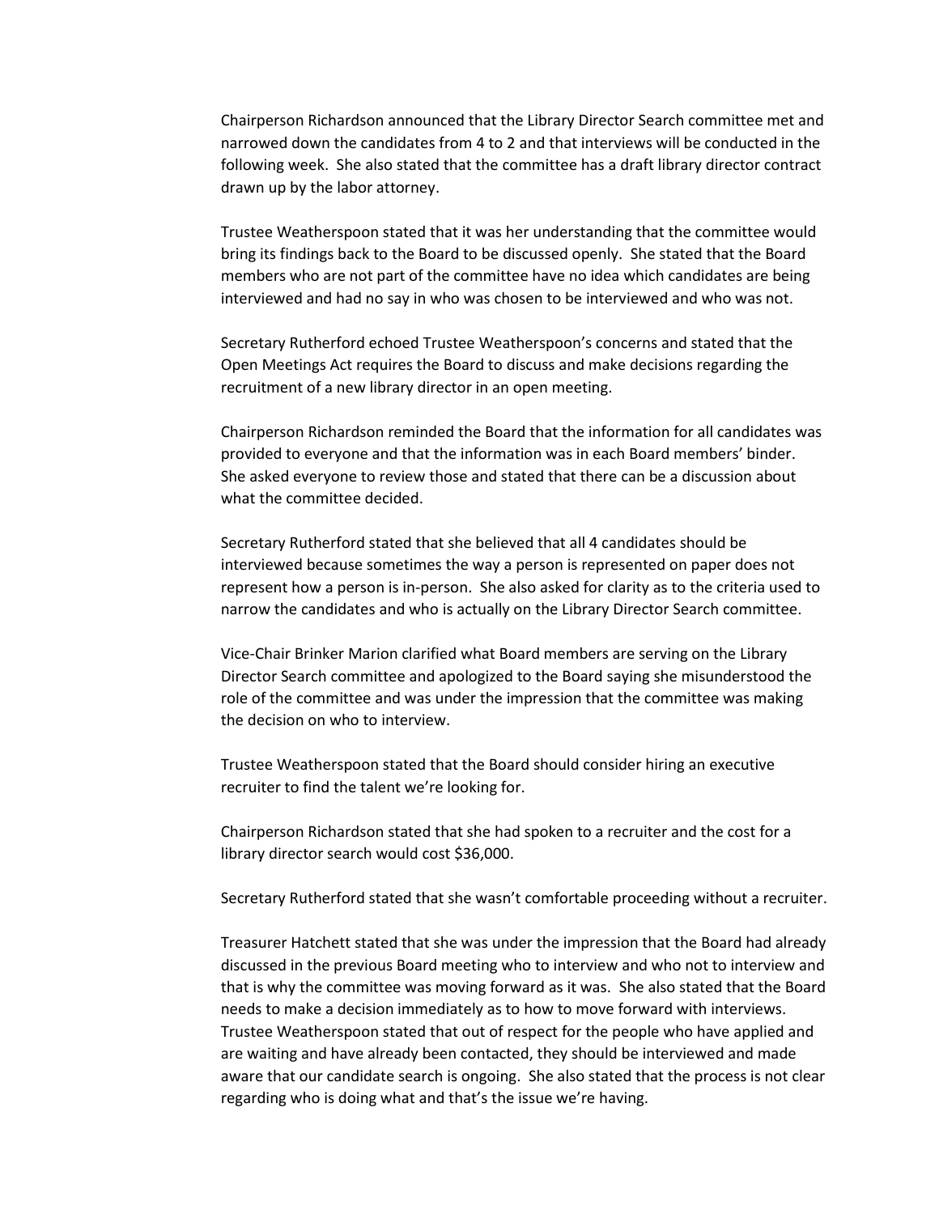Chairperson Richardson announced that the Library Director Search committee met and narrowed down the candidates from 4 to 2 and that interviews will be conducted in the following week. She also stated that the committee has a draft library director contract drawn up by the labor attorney.

Trustee Weatherspoon stated that it was her understanding that the committee would bring its findings back to the Board to be discussed openly. She stated that the Board members who are not part of the committee have no idea which candidates are being interviewed and had no say in who was chosen to be interviewed and who was not.

Secretary Rutherford echoed Trustee Weatherspoon's concerns and stated that the Open Meetings Act requires the Board to discuss and make decisions regarding the recruitment of a new library director in an open meeting.

Chairperson Richardson reminded the Board that the information for all candidates was provided to everyone and that the information was in each Board members' binder. She asked everyone to review those and stated that there can be a discussion about what the committee decided.

Secretary Rutherford stated that she believed that all 4 candidates should be interviewed because sometimes the way a person is represented on paper does not represent how a person is in-person. She also asked for clarity as to the criteria used to narrow the candidates and who is actually on the Library Director Search committee.

Vice-Chair Brinker Marion clarified what Board members are serving on the Library Director Search committee and apologized to the Board saying she misunderstood the role of the committee and was under the impression that the committee was making the decision on who to interview.

Trustee Weatherspoon stated that the Board should consider hiring an executive recruiter to find the talent we're looking for.

Chairperson Richardson stated that she had spoken to a recruiter and the cost for a library director search would cost $36,000.

Secretary Rutherford stated that she wasn't comfortable proceeding without a recruiter.

Treasurer Hatchett stated that she was under the impression that the Board had already discussed in the previous Board meeting who to interview and who not to interview and that is why the committee was moving forward as it was. She also stated that the Board needs to make a decision immediately as to how to move forward with interviews.
Trustee Weatherspoon stated that out of respect for the people who have applied and are waiting and have already been contacted, they should be interviewed and made aware that our candidate search is ongoing. She also stated that the process is not clear regarding who is doing what and that's the issue we're having.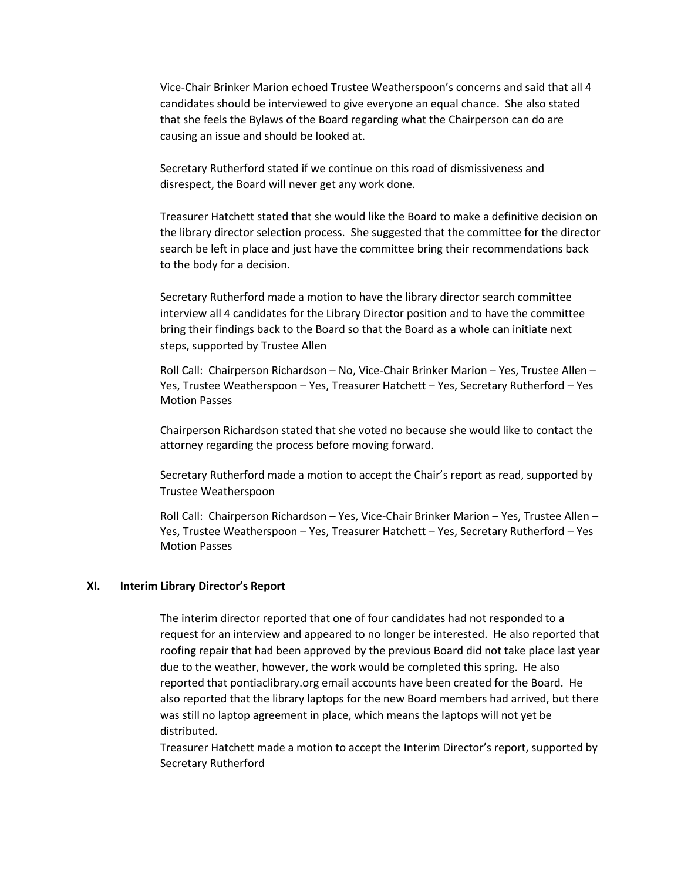Vice-Chair Brinker Marion echoed Trustee Weatherspoon's concerns and said that all 4 candidates should be interviewed to give everyone an equal chance. She also stated that she feels the Bylaws of the Board regarding what the Chairperson can do are causing an issue and should be looked at.

Secretary Rutherford stated if we continue on this road of dismissiveness and disrespect, the Board will never get any work done.

Treasurer Hatchett stated that she would like the Board to make a definitive decision on the library director selection process. She suggested that the committee for the director search be left in place and just have the committee bring their recommendations back to the body for a decision.

Secretary Rutherford made a motion to have the library director search committee interview all 4 candidates for the Library Director position and to have the committee bring their findings back to the Board so that the Board as a whole can initiate next steps, supported by Trustee Allen

Roll Call: Chairperson Richardson – No, Vice-Chair Brinker Marion – Yes, Trustee Allen – Yes, Trustee Weatherspoon – Yes, Treasurer Hatchett – Yes, Secretary Rutherford – Yes Motion Passes

Chairperson Richardson stated that she voted no because she would like to contact the attorney regarding the process before moving forward.

Secretary Rutherford made a motion to accept the Chair's report as read, supported by Trustee Weatherspoon

Roll Call: Chairperson Richardson – Yes, Vice-Chair Brinker Marion – Yes, Trustee Allen – Yes, Trustee Weatherspoon – Yes, Treasurer Hatchett – Yes, Secretary Rutherford – Yes Motion Passes

## XI. Interim Library Director's Report

The interim director reported that one of four candidates had not responded to a request for an interview and appeared to no longer be interested. He also reported that roofing repair that had been approved by the previous Board did not take place last year due to the weather, however, the work would be completed this spring. He also reported that pontiaclibrary.org email accounts have been created for the Board. He also reported that the library laptops for the new Board members had arrived, but there was still no laptop agreement in place, which means the laptops will not yet be distributed.

Treasurer Hatchett made a motion to accept the Interim Director's report, supported by Secretary Rutherford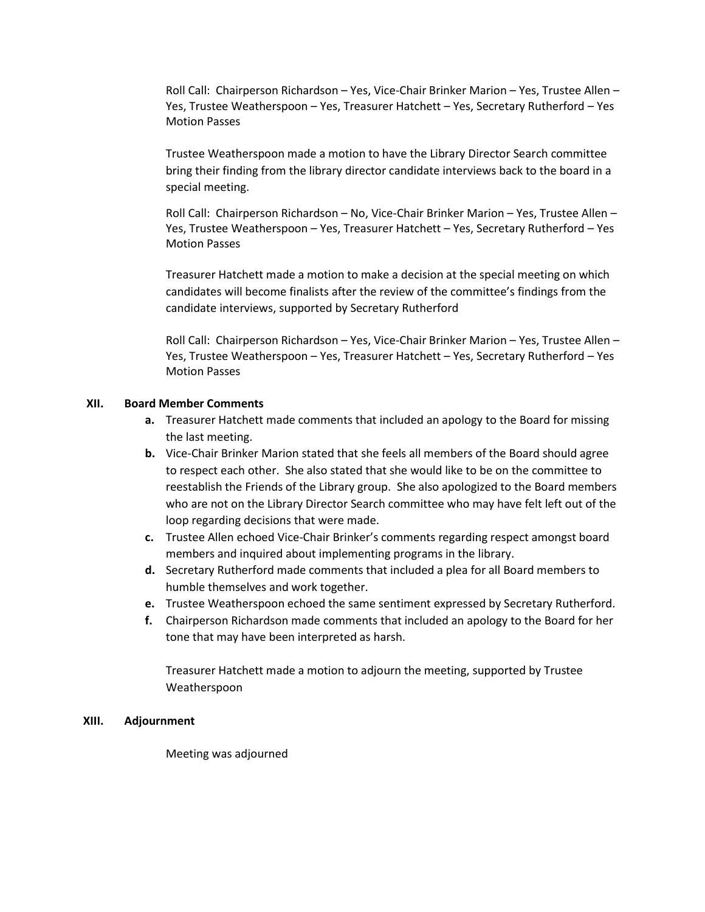Roll Call: Chairperson Richardson – Yes, Vice-Chair Brinker Marion – Yes, Trustee Allen – Yes, Trustee Weatherspoon – Yes, Treasurer Hatchett – Yes, Secretary Rutherford – Yes Motion Passes

Trustee Weatherspoon made a motion to have the Library Director Search committee bring their finding from the library director candidate interviews back to the board in a special meeting.

Roll Call: Chairperson Richardson – No, Vice-Chair Brinker Marion – Yes, Trustee Allen – Yes, Trustee Weatherspoon – Yes, Treasurer Hatchett – Yes, Secretary Rutherford – Yes Motion Passes

Treasurer Hatchett made a motion to make a decision at the special meeting on which candidates will become finalists after the review of the committee's findings from the candidate interviews, supported by Secretary Rutherford

Roll Call: Chairperson Richardson – Yes, Vice-Chair Brinker Marion – Yes, Trustee Allen – Yes, Trustee Weatherspoon – Yes, Treasurer Hatchett – Yes, Secretary Rutherford – Yes Motion Passes

## XII. Board Member Comments

- **a.** Treasurer Hatchett made comments that included an apology to the Board for missing the last meeting.
- **b.** Vice-Chair Brinker Marion stated that she feels all members of the Board should agree to respect each other. She also stated that she would like to be on the committee to reestablish the Friends of the Library group. She also apologized to the Board members who are not on the Library Director Search committee who may have felt left out of the loop regarding decisions that were made.
- **c.** Trustee Allen echoed Vice-Chair Brinker's comments regarding respect amongst board members and inquired about implementing programs in the library.
- **d.** Secretary Rutherford made comments that included a plea for all Board members to humble themselves and work together.
- **e.** Trustee Weatherspoon echoed the same sentiment expressed by Secretary Rutherford.
- **f.** Chairperson Richardson made comments that included an apology to the Board for her tone that may have been interpreted as harsh.

Treasurer Hatchett made a motion to adjourn the meeting, supported by Trustee Weatherspoon

## XIII. Adjournment

Meeting was adjourned